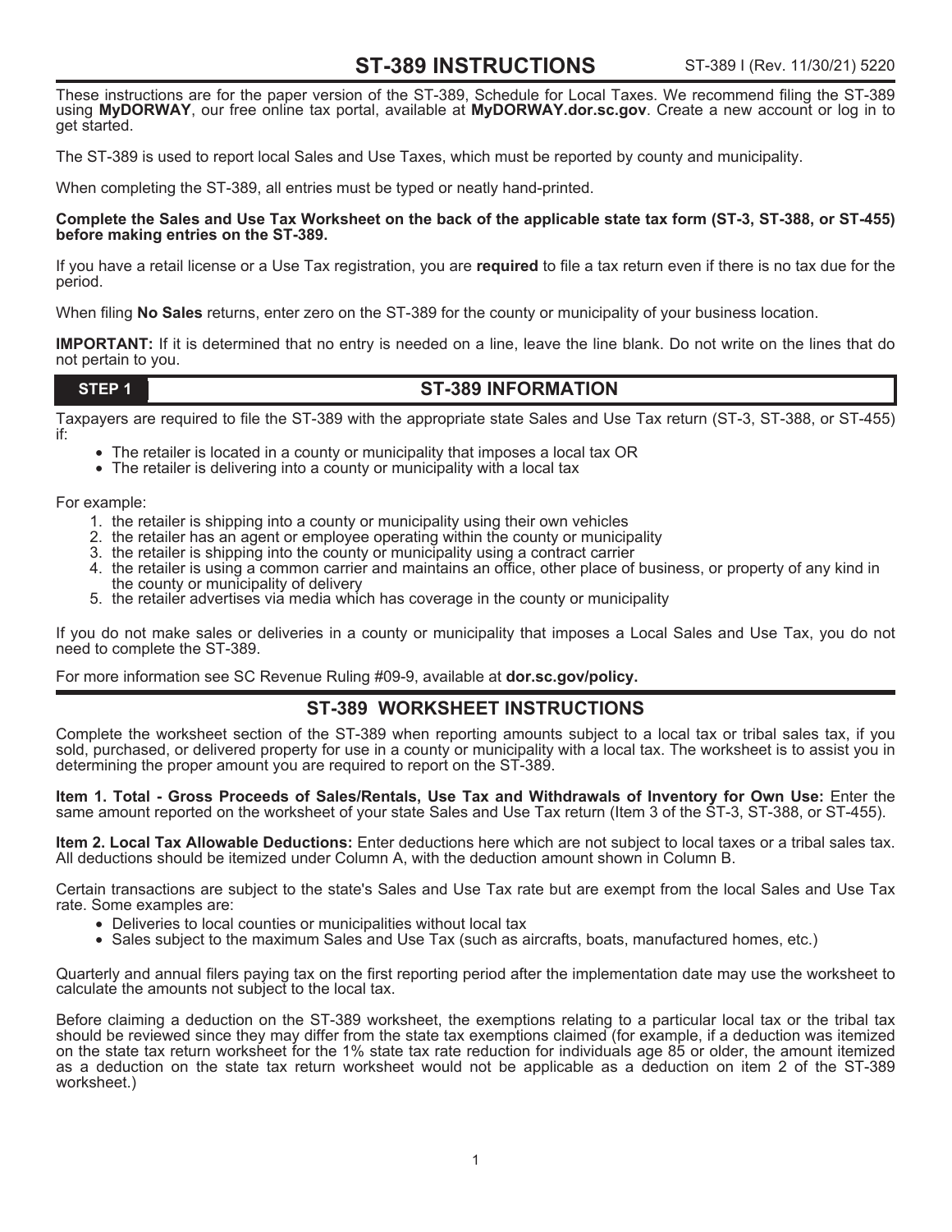# ST-389 INSTRUCTIONS

ST-389 I (Rev. 11/30/21) 5220

These instructions are for the paper version of the ST-389, Schedule for Local Taxes. We recommend filing the ST-389 using **MyDORWAY**, our free online tax portal, available at **MyDORWAY.dor.sc.gov**. Create a new account or log in to get started.

The ST-389 is used to report local Sales and Use Taxes, which must be reported by county and municipality.

When completing the ST-389, all entries must be typed or neatly hand-printed.

**Complete the Sales and Use Tax Worksheet on the back of the applicable state tax form (ST-3, ST-388, or ST-455) before making entries on the ST-389.**

If you have a retail license or a Use Tax registration, you are **required** to file a tax return even if there is no tax due for the period.

When filing **No Sales** returns, enter zero on the ST-389 for the county or municipality of your business location.

**IMPORTANT:** If it is determined that no entry is needed on a line, leave the line blank. Do not write on the lines that do not pertain to you.

## STEP 1 ST-389 INFORMATION

Taxpayers are required to file the ST-389 with the appropriate state Sales and Use Tax return (ST-3, ST-388, or ST-455) if:

- The retailer is located in a county or municipality that imposes a local tax OR
- The retailer is delivering into a county or municipality with a local tax

For example:

1. the retailer is shipping into a county or municipality using their own vehicles
2. the retailer has an agent or employee operating within the county or municipality
3. the retailer is shipping into the county or municipality using a contract carrier
4. the retailer is using a common carrier and maintains an office, other place of business, or property of any kind in the county or municipality of delivery
5. the retailer advertises via media which has coverage in the county or municipality

If you do not make sales or deliveries in a county or municipality that imposes a Local Sales and Use Tax, you do not need to complete the ST-389.

For more information see SC Revenue Ruling #09-9, available at **dor.sc.gov/policy.**

## ST-389 WORKSHEET INSTRUCTIONS

Complete the worksheet section of the ST-389 when reporting amounts subject to a local tax or tribal sales tax, if you sold, purchased, or delivered property for use in a county or municipality with a local tax. The worksheet is to assist you in determining the proper amount you are required to report on the ST-389.

**Item 1. Total - Gross Proceeds of Sales/Rentals, Use Tax and Withdrawals of Inventory for Own Use:** Enter the same amount reported on the worksheet of your state Sales and Use Tax return (Item 3 of the ST-3, ST-388, or ST-455).

**Item 2. Local Tax Allowable Deductions:** Enter deductions here which are not subject to local taxes or a tribal sales tax. All deductions should be itemized under Column A, with the deduction amount shown in Column B.

Certain transactions are subject to the state's Sales and Use Tax rate but are exempt from the local Sales and Use Tax rate. Some examples are:

- Deliveries to local counties or municipalities without local tax
- Sales subject to the maximum Sales and Use Tax (such as aircrafts, boats, manufactured homes, etc.)

Quarterly and annual filers paying tax on the first reporting period after the implementation date may use the worksheet to calculate the amounts not subject to the local tax.

Before claiming a deduction on the ST-389 worksheet, the exemptions relating to a particular local tax or the tribal tax should be reviewed since they may differ from the state tax exemptions claimed (for example, if a deduction was itemized on the state tax return worksheet for the 1% state tax rate reduction for individuals age 85 or older, the amount itemized as a deduction on the state tax return worksheet would not be applicable as a deduction on item 2 of the ST-389 worksheet.)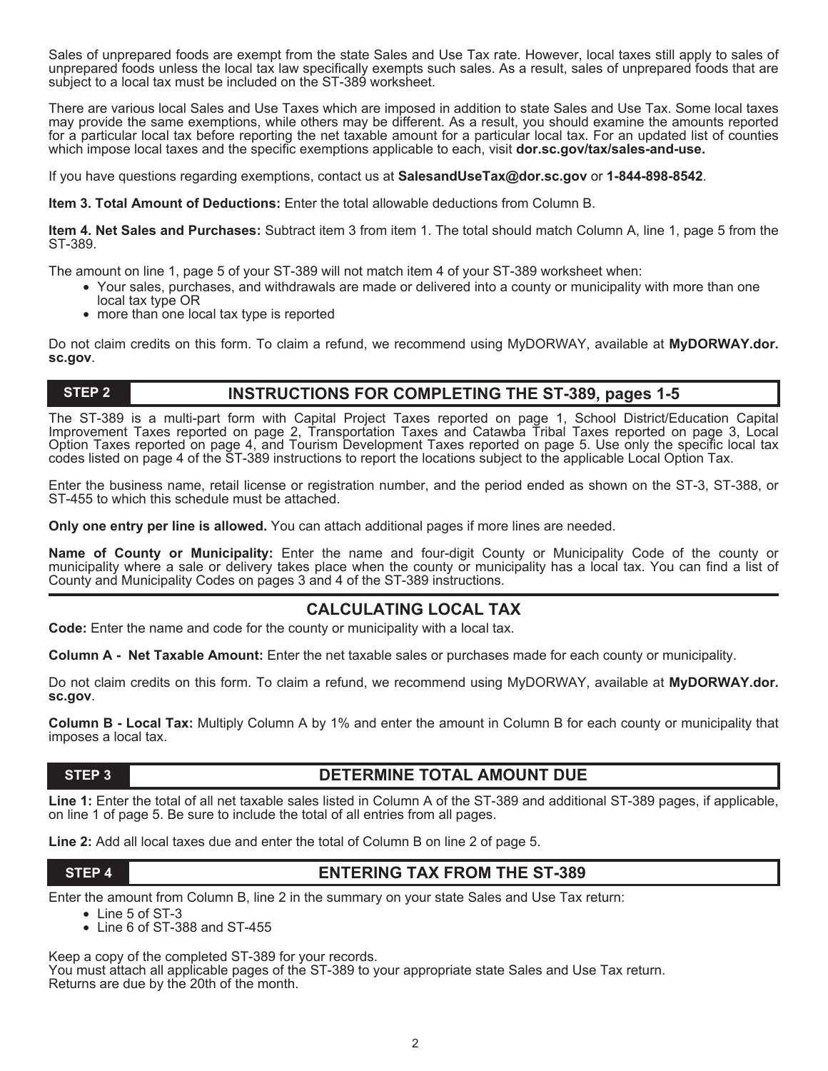Sales of unprepared foods are exempt from the state Sales and Use Tax rate. However, local taxes still apply to sales of unprepared foods unless the local tax law specifically exempts such sales. As a result, sales of unprepared foods that are subject to a local tax must be included on the ST-389 worksheet.

There are various local Sales and Use Taxes which are imposed in addition to state Sales and Use Tax. Some local taxes may provide the same exemptions, while others may be different. As a result, you should examine the amounts reported for a particular local tax before reporting the net taxable amount for a particular local tax. For an updated list of counties which impose local taxes and the specific exemptions applicable to each, visit **dor.sc.gov/tax/sales-and-use.**

If you have questions regarding exemptions, contact us at **SalesandUseTax@dor.sc.gov** or **1-844-898-8542**.

**Item 3. Total Amount of Deductions:** Enter the total allowable deductions from Column B.

**Item 4. Net Sales and Purchases:** Subtract item 3 from item 1. The total should match Column A, line 1, page 5 from the ST-389.

The amount on line 1, page 5 of your ST-389 will not match item 4 of your ST-389 worksheet when:

- Your sales, purchases, and withdrawals are made or delivered into a county or municipality with more than one local tax type OR
- more than one local tax type is reported

Do not claim credits on this form. To claim a refund, we recommend using MyDORWAY, available at **MyDORWAY.dor.sc.gov**.

## STEP 2 — INSTRUCTIONS FOR COMPLETING THE ST-389, pages 1-5

The ST-389 is a multi-part form with Capital Project Taxes reported on page 1, School District/Education Capital Improvement Taxes reported on page 2, Transportation Taxes and Catawba Tribal Taxes reported on page 3, Local Option Taxes reported on page 4, and Tourism Development Taxes reported on page 5. Use only the specific local tax codes listed on page 4 of the ST-389 instructions to report the locations subject to the applicable Local Option Tax.

Enter the business name, retail license or registration number, and the period ended as shown on the ST-3, ST-388, or ST-455 to which this schedule must be attached.

**Only one entry per line is allowed.** You can attach additional pages if more lines are needed.

**Name of County or Municipality:** Enter the name and four-digit County or Municipality Code of the county or municipality where a sale or delivery takes place when the county or municipality has a local tax. You can find a list of County and Municipality Codes on pages 3 and 4 of the ST-389 instructions.

## CALCULATING LOCAL TAX

**Code:** Enter the name and code for the county or municipality with a local tax.

**Column A - Net Taxable Amount:** Enter the net taxable sales or purchases made for each county or municipality.

Do not claim credits on this form. To claim a refund, we recommend using MyDORWAY, available at **MyDORWAY.dor.sc.gov**.

**Column B - Local Tax:** Multiply Column A by 1% and enter the amount in Column B for each county or municipality that imposes a local tax.

## STEP 3 — DETERMINE TOTAL AMOUNT DUE

**Line 1:** Enter the total of all net taxable sales listed in Column A of the ST-389 and additional ST-389 pages, if applicable, on line 1 of page 5. Be sure to include the total of all entries from all pages.

**Line 2:** Add all local taxes due and enter the total of Column B on line 2 of page 5.

## STEP 4 — ENTERING TAX FROM THE ST-389

Enter the amount from Column B, line 2 in the summary on your state Sales and Use Tax return:

- Line 5 of ST-3
- Line 6 of ST-388 and ST-455

Keep a copy of the completed ST-389 for your records.
You must attach all applicable pages of the ST-389 to your appropriate state Sales and Use Tax return.
Returns are due by the 20th of the month.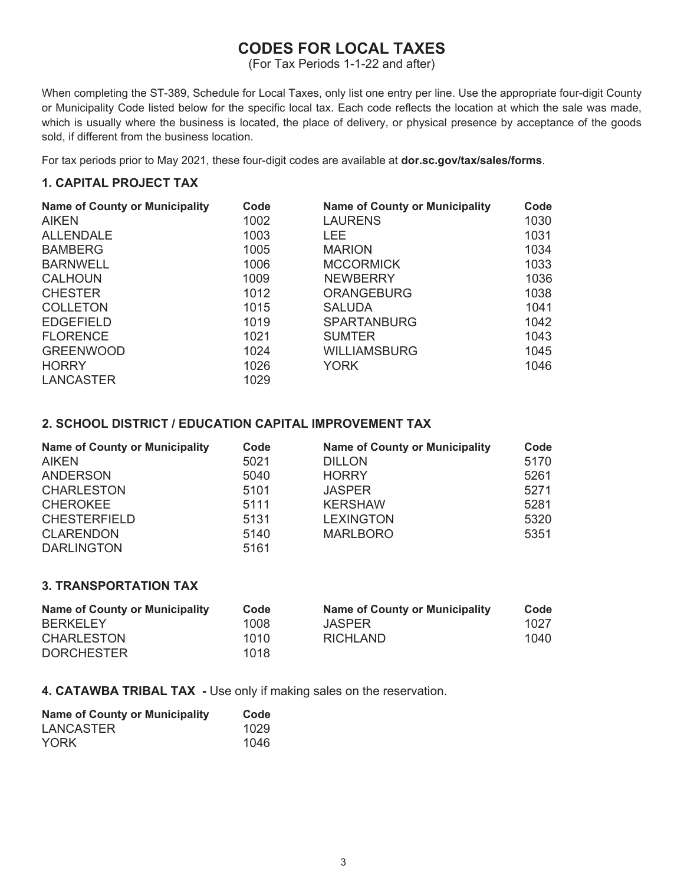# CODES FOR LOCAL TAXES

(For Tax Periods 1-1-22 and after)

When completing the ST-389, Schedule for Local Taxes, only list one entry per line. Use the appropriate four-digit County or Municipality Code listed below for the specific local tax. Each code reflects the location at which the sale was made, which is usually where the business is located, the place of delivery, or physical presence by acceptance of the goods sold, if different from the business location.

For tax periods prior to May 2021, these four-digit codes are available at **dor.sc.gov/tax/sales/forms**.

## 1. CAPITAL PROJECT TAX

| Name of County or Municipality | Code | Name of County or Municipality | Code |
|---|---|---|---|
| AIKEN | 1002 | LAURENS | 1030 |
| ALLENDALE | 1003 | LEE | 1031 |
| BAMBERG | 1005 | MARION | 1034 |
| BARNWELL | 1006 | MCCORMICK | 1033 |
| CALHOUN | 1009 | NEWBERRY | 1036 |
| CHESTER | 1012 | ORANGEBURG | 1038 |
| COLLETON | 1015 | SALUDA | 1041 |
| EDGEFIELD | 1019 | SPARTANBURG | 1042 |
| FLORENCE | 1021 | SUMTER | 1043 |
| GREENWOOD | 1024 | WILLIAMSBURG | 1045 |
| HORRY | 1026 | YORK | 1046 |
| LANCASTER | 1029 | | |

## 2. SCHOOL DISTRICT / EDUCATION CAPITAL IMPROVEMENT TAX

| Name of County or Municipality | Code | Name of County or Municipality | Code |
|---|---|---|---|
| AIKEN | 5021 | DILLON | 5170 |
| ANDERSON | 5040 | HORRY | 5261 |
| CHARLESTON | 5101 | JASPER | 5271 |
| CHEROKEE | 5111 | KERSHAW | 5281 |
| CHESTERFIELD | 5131 | LEXINGTON | 5320 |
| CLARENDON | 5140 | MARLBORO | 5351 |
| DARLINGTON | 5161 | | |

## 3. TRANSPORTATION TAX

| Name of County or Municipality | Code | Name of County or Municipality | Code |
|---|---|---|---|
| BERKELEY | 1008 | JASPER | 1027 |
| CHARLESTON | 1010 | RICHLAND | 1040 |
| DORCHESTER | 1018 | | |

## 4. CATAWBA TRIBAL TAX - Use only if making sales on the reservation.

| Name of County or Municipality | Code |
|---|---|
| LANCASTER | 1029 |
| YORK | 1046 |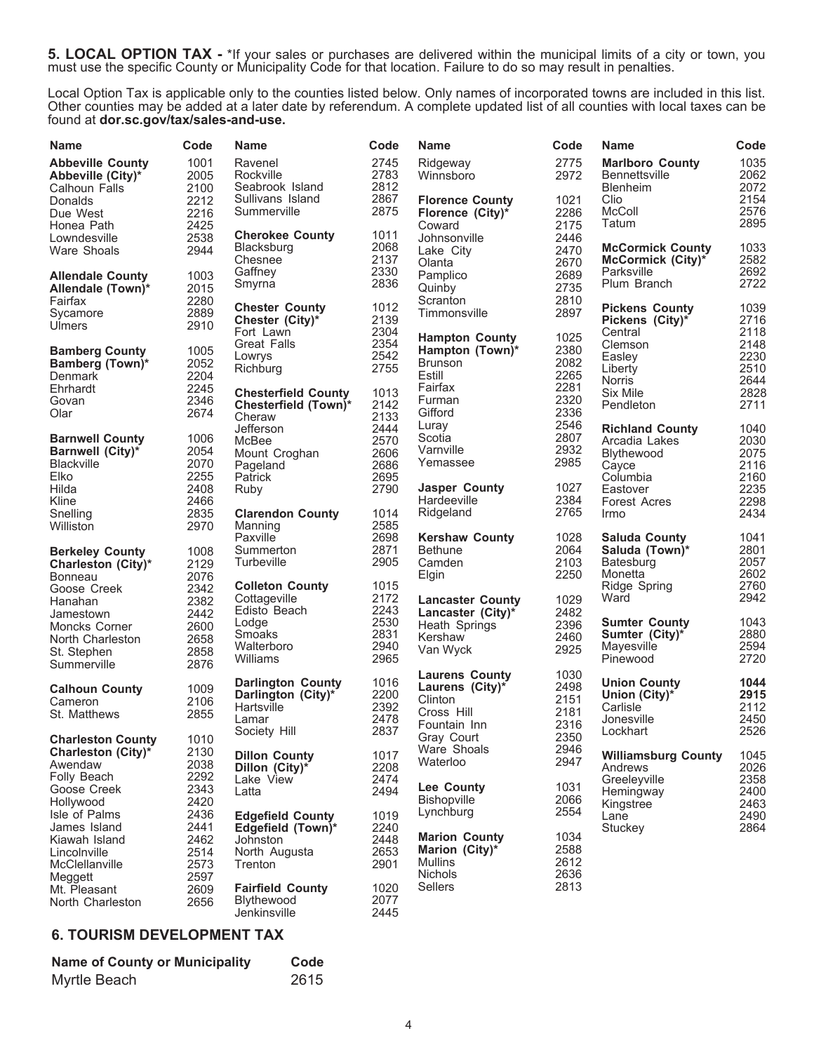**5. LOCAL OPTION TAX -** *If your sales or purchases are delivered within the municipal limits of a city or town, you must use the specific County or Municipality Code for that location. Failure to do so may result in penalties.

Local Option Tax is applicable only to the counties listed below. Only names of incorporated towns are included in this list. Other counties may be added at a later date by referendum. A complete updated list of all counties with local taxes can be found at **dor.sc.gov/tax/sales-and-use.**

| Name | Code |
|---|---|
| **Abbeville County** | 1001 |
| **Abbeville (City)*** | 2005 |
| Calhoun Falls | 2100 |
| Donalds | 2212 |
| Due West | 2216 |
| Honea Path | 2425 |
| Lowndesville | 2538 |
| Ware Shoals | 2944 |
| **Allendale County** | 1003 |
| **Allendale (Town)*** | 2015 |
| Fairfax | 2280 |
| Sycamore | 2889 |
| Ulmers | 2910 |
| **Bamberg County** | 1005 |
| **Bamberg (Town)*** | 2052 |
| Denmark | 2204 |
| Ehrhardt | 2245 |
| Govan | 2346 |
| Olar | 2674 |
| **Barnwell County** | 1006 |
| **Barnwell (City)*** | 2054 |
| Blackville | 2070 |
| Elko | 2255 |
| Hilda | 2408 |
| Kline | 2466 |
| Snelling | 2835 |
| Williston | 2970 |
| **Berkeley County** | 1008 |
| **Charleston (City)*** | 2129 |
| Bonneau | 2076 |
| Goose Creek | 2342 |
| Hanahan | 2382 |
| Jamestown | 2442 |
| Moncks Corner | 2600 |
| North Charleston | 2658 |
| St. Stephen | 2858 |
| Summerville | 2876 |
| **Calhoun County** | 1009 |
| Cameron | 2106 |
| St. Matthews | 2855 |
| **Charleston County** | 1010 |
| **Charleston (City)*** | 2130 |
| Awendaw | 2038 |
| Folly Beach | 2292 |
| Goose Creek | 2343 |
| Hollywood | 2420 |
| Isle of Palms | 2436 |
| James Island | 2441 |
| Kiawah Island | 2462 |
| Lincolnville | 2514 |
| McClellanville | 2573 |
| Meggett | 2597 |
| Mt. Pleasant | 2609 |
| North Charleston | 2656 |
| Ravenel | 2745 |
| Rockville | 2783 |
| Seabrook Island | 2812 |
| Sullivans Island | 2867 |
| Summerville | 2875 |
| **Cherokee County** | 1011 |
| Blacksburg | 2068 |
| Chesnee | 2137 |
| Gaffney | 2330 |
| Smyrna | 2836 |
| **Chester County** | 1012 |
| **Chester (City)*** | 2139 |
| Fort Lawn | 2304 |
| Great Falls | 2354 |
| Lowrys | 2542 |
| Richburg | 2755 |
| **Chesterfield County** | 1013 |
| **Chesterfield (Town)*** | 2142 |
| Cheraw | 2133 |
| Jefferson | 2444 |
| McBee | 2570 |
| Mount Croghan | 2606 |
| Pageland | 2686 |
| Patrick | 2695 |
| Ruby | 2790 |
| **Clarendon County** | 1014 |
| Manning | 2585 |
| Paxville | 2698 |
| Summerton | 2871 |
| Turbeville | 2905 |
| **Colleton County** | 1015 |
| Cottageville | 2172 |
| Edisto Beach | 2243 |
| Lodge | 2530 |
| Smoaks | 2831 |
| Walterboro | 2940 |
| Williams | 2965 |
| **Darlington County** | 1016 |
| **Darlington (City)*** | 2200 |
| Hartsville | 2392 |
| Lamar | 2478 |
| Society Hill | 2837 |
| **Dillon County** | 1017 |
| **Dillon (City)*** | 2208 |
| Lake View | 2474 |
| Latta | 2494 |
| **Edgefield County** | 1019 |
| **Edgefield (Town)*** | 2240 |
| Johnston | 2448 |
| North Augusta | 2653 |
| Trenton | 2901 |
| **Fairfield County** | 1020 |
| Blythewood | 2077 |
| Jenkinsville | 2445 |
| Ridgeway | 2775 |
| Winnsboro | 2972 |
| **Florence County** | 1021 |
| **Florence (City)*** | 2286 |
| Coward | 2175 |
| Johnsonville | 2446 |
| Lake City | 2470 |
| Olanta | 2670 |
| Pamplico | 2689 |
| Quinby | 2735 |
| Scranton | 2810 |
| Timmonsville | 2897 |
| **Hampton County** | 1025 |
| **Hampton (Town)*** | 2380 |
| Brunson | 2082 |
| Estill | 2265 |
| Fairfax | 2281 |
| Furman | 2320 |
| Gifford | 2336 |
| Luray | 2546 |
| Scotia | 2807 |
| Varnville | 2932 |
| Yemassee | 2985 |
| **Jasper County** | 1027 |
| Hardeeville | 2384 |
| Ridgeland | 2765 |
| **Kershaw County** | 1028 |
| Bethune | 2064 |
| Camden | 2103 |
| Elgin | 2250 |
| **Lancaster County** | 1029 |
| **Lancaster (City)*** | 2482 |
| Heath Springs | 2396 |
| Kershaw | 2460 |
| Van Wyck | 2925 |
| **Laurens County** | 1030 |
| **Laurens (City)*** | 2498 |
| Clinton | 2151 |
| Cross Hill | 2181 |
| Fountain Inn | 2316 |
| Gray Court | 2350 |
| Ware Shoals | 2946 |
| Waterloo | 2947 |
| **Lee County** | 1031 |
| Bishopville | 2066 |
| Lynchburg | 2554 |
| **Marion County** | 1034 |
| **Marion (City)*** | 2588 |
| Mullins | 2612 |
| Nichols | 2636 |
| Sellers | 2813 |
| **Marlboro County** | 1035 |
| Bennettsville | 2062 |
| Blenheim | 2072 |
| Clio | 2154 |
| McColl | 2576 |
| Tatum | 2895 |
| **McCormick County** | 1033 |
| **McCormick (City)*** | 2582 |
| Parksville | 2692 |
| Plum Branch | 2722 |
| **Pickens County** | 1039 |
| **Pickens (City)*** | 2716 |
| Central | 2118 |
| Clemson | 2148 |
| Easley | 2230 |
| Liberty | 2510 |
| Norris | 2644 |
| Six Mile | 2828 |
| Pendleton | 2711 |
| **Richland County** | 1040 |
| Arcadia Lakes | 2030 |
| Blythewood | 2075 |
| Cayce | 2116 |
| Columbia | 2160 |
| Eastover | 2235 |
| Forest Acres | 2298 |
| Irmo | 2434 |
| **Saluda County** | 1041 |
| **Saluda (Town)*** | 2801 |
| Batesburg | 2057 |
| Monetta | 2602 |
| Ridge Spring | 2760 |
| Ward | 2942 |
| **Sumter County** | 1043 |
| **Sumter (City)*** | 2880 |
| Mayesville | 2594 |
| Pinewood | 2720 |
| **Union County** | **1044** |
| **Union (City)*** | **2915** |
| Carlisle | 2112 |
| Jonesville | 2450 |
| Lockhart | 2526 |
| **Williamsburg County** | 1045 |
| Andrews | 2026 |
| Greeleyville | 2358 |
| Hemingway | 2400 |
| Kingstree | 2463 |
| Lane | 2490 |
| Stuckey | 2864 |

## 6. TOURISM DEVELOPMENT TAX

| Name of County or Municipality | Code |
|---|---|
| Myrtle Beach | 2615 |